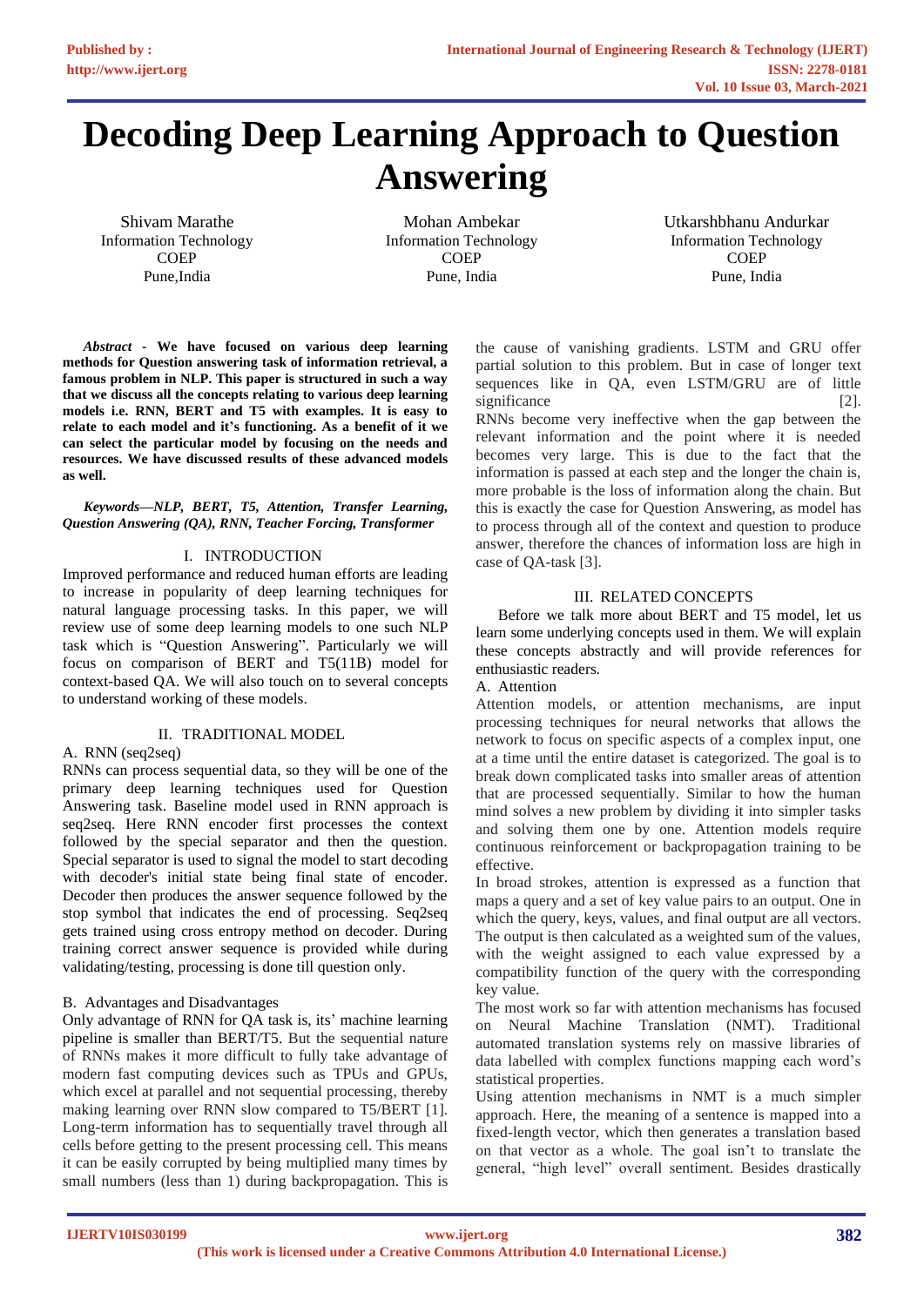# Decoding Deep Learning Approach to Question Answering

Shivam Marathe
Information Technology
COEP
Pune,India

Mohan Ambekar
Information Technology
COEP
Pune, India

Utkarshbhanu Andurkar
Information Technology
COEP
Pune, India

***Abstract*** **- We have focused on various deep learning methods for Question answering task of information retrieval, a famous problem in NLP. This paper is structured in such a way that we discuss all the concepts relating to various deep learning models i.e. RNN, BERT and T5 with examples. It is easy to relate to each model and it's functioning. As a benefit of it we can select the particular model by focusing on the needs and resources. We have discussed results of these advanced models as well.**

***Keywords—NLP, BERT, T5, Attention, Transfer Learning, Question Answering (QA), RNN, Teacher Forcing, Transformer***

## I. INTRODUCTION

Improved performance and reduced human efforts are leading to increase in popularity of deep learning techniques for natural language processing tasks. In this paper, we will review use of some deep learning models to one such NLP task which is "Question Answering". Particularly we will focus on comparison of BERT and T5(11B) model for context-based QA. We will also touch on to several concepts to understand working of these models.

## II. TRADITIONAL MODEL

### A. RNN (seq2seq)

RNNs can process sequential data, so they will be one of the primary deep learning techniques used for Question Answering task. Baseline model used in RNN approach is seq2seq. Here RNN encoder first processes the context followed by the special separator and then the question. Special separator is used to signal the model to start decoding with decoder's initial state being final state of encoder. Decoder then produces the answer sequence followed by the stop symbol that indicates the end of processing. Seq2seq gets trained using cross entropy method on decoder. During training correct answer sequence is provided while during validating/testing, processing is done till question only.

### B. Advantages and Disadvantages

Only advantage of RNN for QA task is, its' machine learning pipeline is smaller than BERT/T5. But the sequential nature of RNNs makes it more difficult to fully take advantage of modern fast computing devices such as TPUs and GPUs, which excel at parallel and not sequential processing, thereby making learning over RNN slow compared to T5/BERT [1]. Long-term information has to sequentially travel through all cells before getting to the present processing cell. This means it can be easily corrupted by being multiplied many times by small numbers (less than 1) during backpropagation. This is the cause of vanishing gradients. LSTM and GRU offer partial solution to this problem. But in case of longer text sequences like in QA, even LSTM/GRU are of little significance [2].

RNNs become very ineffective when the gap between the relevant information and the point where it is needed becomes very large. This is due to the fact that the information is passed at each step and the longer the chain is, more probable is the loss of information along the chain. But this is exactly the case for Question Answering, as model has to process through all of the context and question to produce answer, therefore the chances of information loss are high in case of QA-task [3].

## III. RELATED CONCEPTS

Before we talk more about BERT and T5 model, let us learn some underlying concepts used in them. We will explain these concepts abstractly and will provide references for enthusiastic readers.

### A. Attention

Attention models, or attention mechanisms, are input processing techniques for neural networks that allows the network to focus on specific aspects of a complex input, one at a time until the entire dataset is categorized. The goal is to break down complicated tasks into smaller areas of attention that are processed sequentially. Similar to how the human mind solves a new problem by dividing it into simpler tasks and solving them one by one. Attention models require continuous reinforcement or backpropagation training to be effective.

In broad strokes, attention is expressed as a function that maps a query and a set of key value pairs to an output. One in which the query, keys, values, and final output are all vectors. The output is then calculated as a weighted sum of the values, with the weight assigned to each value expressed by a compatibility function of the query with the corresponding key value.

The most work so far with attention mechanisms has focused on Neural Machine Translation (NMT). Traditional automated translation systems rely on massive libraries of data labelled with complex functions mapping each word's statistical properties.

Using attention mechanisms in NMT is a much simpler approach. Here, the meaning of a sentence is mapped into a fixed-length vector, which then generates a translation based on that vector as a whole. The goal isn't to translate the general, "high level" overall sentiment. Besides drastically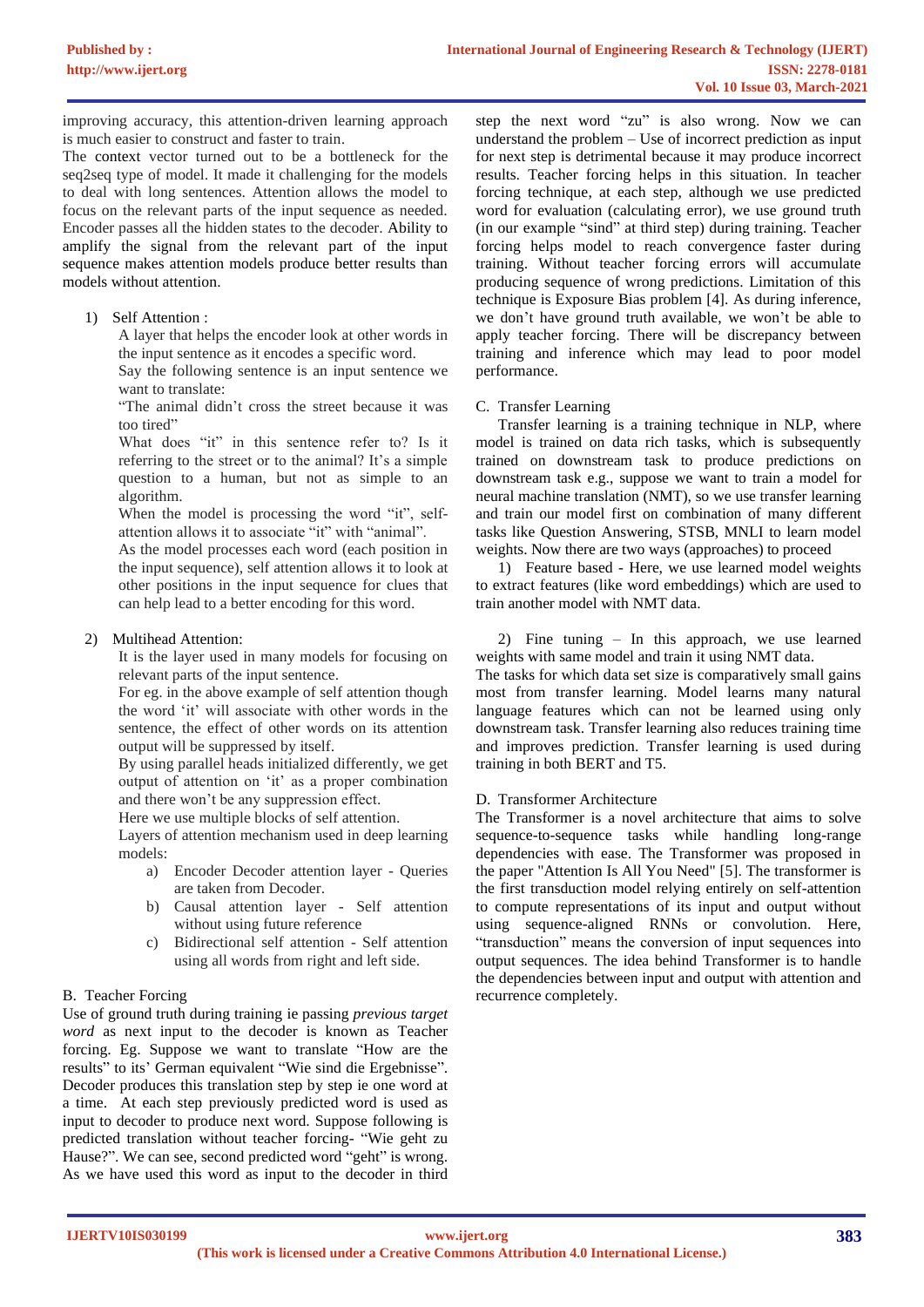improving accuracy, this attention-driven learning approach is much easier to construct and faster to train.

The context vector turned out to be a bottleneck for the seq2seq type of model. It made it challenging for the models to deal with long sentences. Attention allows the model to focus on the relevant parts of the input sequence as needed. Encoder passes all the hidden states to the decoder. Ability to amplify the signal from the relevant part of the input sequence makes attention models produce better results than models without attention.

1) Self Attention :

A layer that helps the encoder look at other words in the input sentence as it encodes a specific word.

Say the following sentence is an input sentence we want to translate:

"The animal didn't cross the street because it was too tired"

What does "it" in this sentence refer to? Is it referring to the street or to the animal? It's a simple question to a human, but not as simple to an algorithm.

When the model is processing the word "it", self-attention allows it to associate "it" with "animal".

As the model processes each word (each position in the input sequence), self attention allows it to look at other positions in the input sequence for clues that can help lead to a better encoding for this word.

2) Multihead Attention:

It is the layer used in many models for focusing on relevant parts of the input sentence.

For eg. in the above example of self attention though the word 'it' will associate with other words in the sentence, the effect of other words on its attention output will be suppressed by itself.

By using parallel heads initialized differently, we get output of attention on 'it' as a proper combination and there won't be any suppression effect.

Here we use multiple blocks of self attention.

Layers of attention mechanism used in deep learning models:

a) Encoder Decoder attention layer - Queries are taken from Decoder.
b) Causal attention layer - Self attention without using future reference
c) Bidirectional self attention - Self attention using all words from right and left side.

B. Teacher Forcing

Use of ground truth during training ie passing *previous target word* as next input to the decoder is known as Teacher forcing. Eg. Suppose we want to translate "How are the results" to its' German equivalent "Wie sind die Ergebnisse". Decoder produces this translation step by step ie one word at a time. At each step previously predicted word is used as input to decoder to produce next word. Suppose following is predicted translation without teacher forcing- "Wie geht zu Hause?". We can see, second predicted word "geht" is wrong. As we have used this word as input to the decoder in third step the next word "zu" is also wrong. Now we can understand the problem – Use of incorrect prediction as input for next step is detrimental because it may produce incorrect results. Teacher forcing helps in this situation. In teacher forcing technique, at each step, although we use predicted word for evaluation (calculating error), we use ground truth (in our example "sind" at third step) during training. Teacher forcing helps model to reach convergence faster during training. Without teacher forcing errors will accumulate producing sequence of wrong predictions. Limitation of this technique is Exposure Bias problem [4]. As during inference, we don't have ground truth available, we won't be able to apply teacher forcing. There will be discrepancy between training and inference which may lead to poor model performance.

C. Transfer Learning

Transfer learning is a training technique in NLP, where model is trained on data rich tasks, which is subsequently trained on downstream task to produce predictions on downstream task e.g., suppose we want to train a model for neural machine translation (NMT), so we use transfer learning and train our model first on combination of many different tasks like Question Answering, STSB, MNLI to learn model weights. Now there are two ways (approaches) to proceed

1) Feature based - Here, we use learned model weights to extract features (like word embeddings) which are used to train another model with NMT data.

2) Fine tuning – In this approach, we use learned weights with same model and train it using NMT data.

The tasks for which data set size is comparatively small gains most from transfer learning. Model learns many natural language features which can not be learned using only downstream task. Transfer learning also reduces training time and improves prediction. Transfer learning is used during training in both BERT and T5.

D. Transformer Architecture

The Transformer is a novel architecture that aims to solve sequence-to-sequence tasks while handling long-range dependencies with ease. The Transformer was proposed in the paper "Attention Is All You Need" [5]. The transformer is the first transduction model relying entirely on self-attention to compute representations of its input and output without using sequence-aligned RNNs or convolution. Here, "transduction" means the conversion of input sequences into output sequences. The idea behind Transformer is to handle the dependencies between input and output with attention and recurrence completely.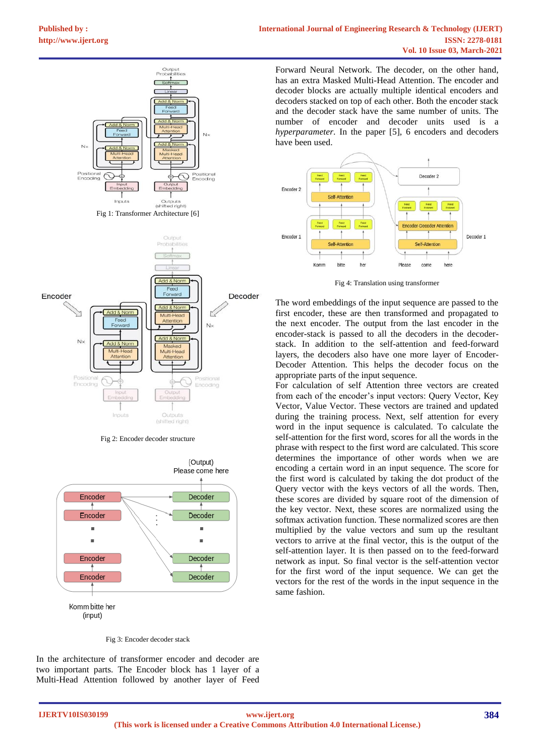Fig 1: Transformer Architecture [6]

Fig 2: Encoder decoder structure

Fig 3: Encoder decoder stack

In the architecture of transformer encoder and decoder are two important parts. The Encoder block has 1 layer of a Multi-Head Attention followed by another layer of Feed Forward Neural Network. The decoder, on the other hand, has an extra Masked Multi-Head Attention. The encoder and decoder blocks are actually multiple identical encoders and decoders stacked on top of each other. Both the encoder stack and the decoder stack have the same number of units. The number of encoder and decoder units used is a *hyperparameter*. In the paper [5], 6 encoders and decoders have been used.

Fig 4: Translation using transformer

The word embeddings of the input sequence are passed to the first encoder, these are then transformed and propagated to the next encoder. The output from the last encoder in the encoder-stack is passed to all the decoders in the decoder-stack. In addition to the self-attention and feed-forward layers, the decoders also have one more layer of Encoder-Decoder Attention. This helps the decoder focus on the appropriate parts of the input sequence.

For calculation of self Attention three vectors are created from each of the encoder's input vectors: Query Vector, Key Vector, Value Vector. These vectors are trained and updated during the training process. Next, self attention for every word in the input sequence is calculated. To calculate the self-attention for the first word, scores for all the words in the phrase with respect to the first word are calculated. This score determines the importance of other words when we are encoding a certain word in an input sequence. The score for the first word is calculated by taking the dot product of the Query vector with the keys vectors of all the words. Then, these scores are divided by square root of the dimension of the key vector. Next, these scores are normalized using the softmax activation function. These normalized scores are then multiplied by the value vectors and sum up the resultant vectors to arrive at the final vector, this is the output of the self-attention layer. It is then passed on to the feed-forward network as input. So final vector is the self-attention vector for the first word of the input sequence. We can get the vectors for the rest of the words in the input sequence in the same fashion.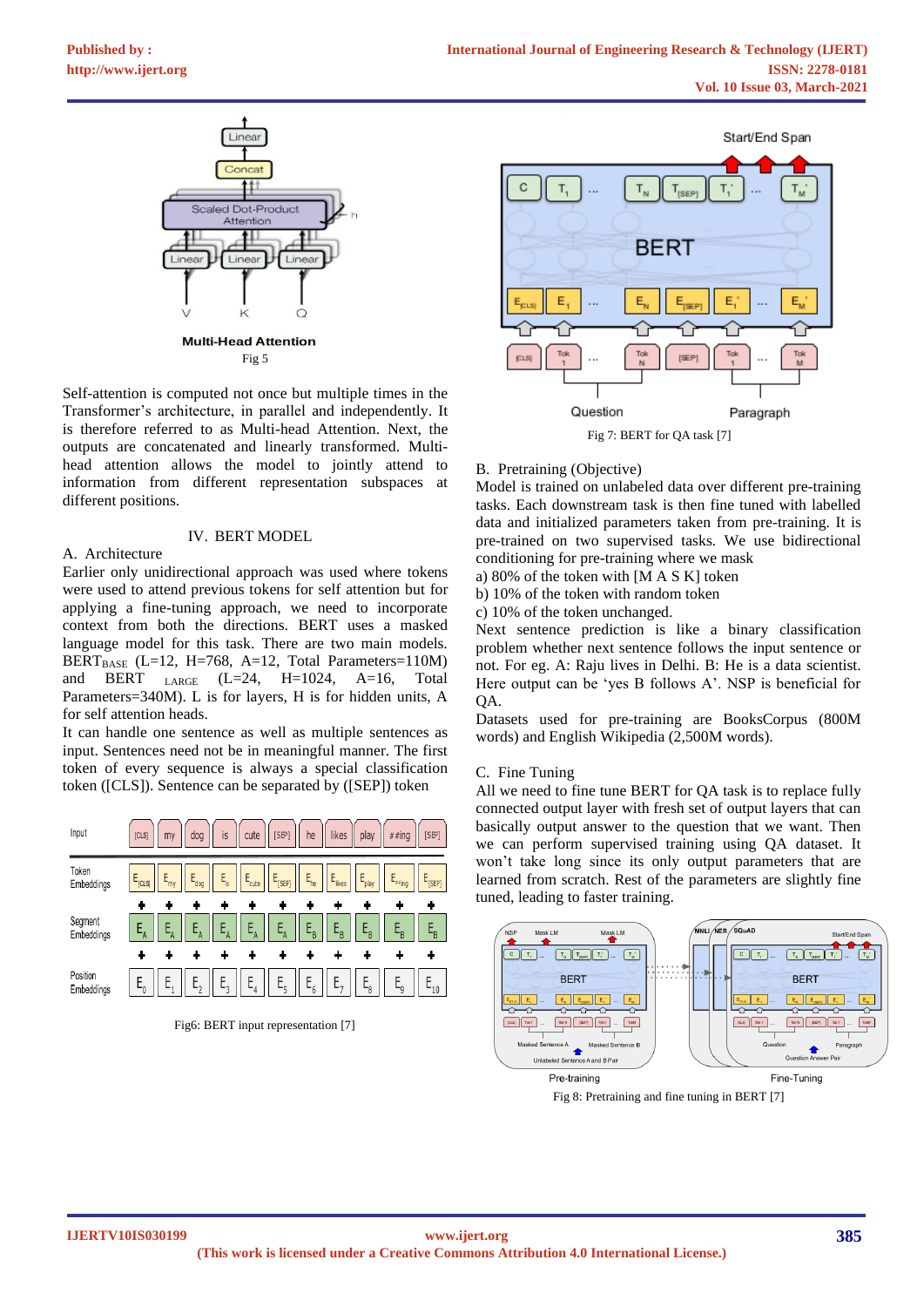Multi-Head Attention

Fig 5

Self-attention is computed not once but multiple times in the Transformer's architecture, in parallel and independently. It is therefore referred to as Multi-head Attention. Next, the outputs are concatenated and linearly transformed. Multi-head attention allows the model to jointly attend to information from different representation subspaces at different positions.

## IV. BERT MODEL

### A. Architecture

Earlier only unidirectional approach was used where tokens were used to attend previous tokens for self attention but for applying a fine-tuning approach, we need to incorporate context from both the directions. BERT uses a masked language model for this task. There are two main models. $BERT_{BASE}$ (L=12, H=768, A=12, Total Parameters=110M) and $BERT_{LARGE}$ (L=24, H=1024, A=16, Total Parameters=340M). L is for layers, H is for hidden units, A for self attention heads.

It can handle one sentence as well as multiple sentences as input. Sentences need not be in meaningful manner. The first token of every sequence is always a special classification token ([CLS]). Sentence can be separated by ([SEP]) token

Fig6: BERT input representation [7]

Fig 7: BERT for QA task [7]

### B. Pretraining (Objective)

Model is trained on unlabeled data over different pre-training tasks. Each downstream task is then fine tuned with labelled data and initialized parameters taken from pre-training. It is pre-trained on two supervised tasks. We use bidirectional conditioning for pre-training where we mask

a) 80% of the token with [M A S K] token

b) 10% of the token with random token

c) 10% of the token unchanged.

Next sentence prediction is like a binary classification problem whether next sentence follows the input sentence or not. For eg. A: Raju lives in Delhi. B: He is a data scientist. Here output can be 'yes B follows A'. NSP is beneficial for QA.

Datasets used for pre-training are BooksCorpus (800M words) and English Wikipedia (2,500M words).

### C. Fine Tuning

All we need to fine tune BERT for QA task is to replace fully connected output layer with fresh set of output layers that can basically output answer to the question that we want. Then we can perform supervised training using QA dataset. It won't take long since its only output parameters that are learned from scratch. Rest of the parameters are slightly fine tuned, leading to faster training.

Fig 8: Pretraining and fine tuning in BERT [7]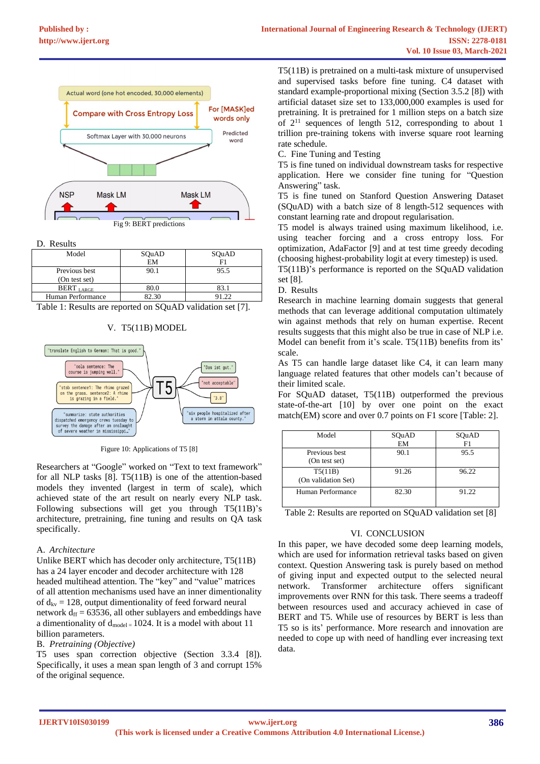Fig 9: BERT predictions

### D. Results

| Model | SQuAD EM | SQuAD F1 |
|---|---|---|
| Previous best (On test set) | 90.1 | 95.5 |
| BERT $_{LARGE}$ | 80.0 | 83.1 |
| Human Performance | 82.30 | 91.22 |

Table 1: Results are reported on SQuAD validation set [7].

## V. T5(11B) MODEL

Figure 10: Applications of T5 [8]

Researchers at "Google" worked on "Text to text framework" for all NLP tasks [8]. T5(11B) is one of the attention-based models they invented (largest in term of scale), which achieved state of the art result on nearly every NLP task. Following subsections will get you through T5(11B)'s architecture, pretraining, fine tuning and results on QA task specifically.

### A. *Architecture*

Unlike BERT which has decoder only architecture, T5(11B) has a 24 layer encoder and decoder architecture with 128 headed multihead attention. The "key" and "value" matrices of all attention mechanisms used have an inner dimentionality of $d_{kv} = 128$, output dimentionality of feed forward neural network $d_{ff} = 63536$, all other sublayers and embeddings have a dimentionality of $d_{model} = 1024$. It is a model with about 11 billion parameters.

### B. *Pretraining (Objective)*

T5 uses span correction objective (Section 3.3.4 [8]). Specifically, it uses a mean span length of 3 and corrupt 15% of the original sequence.

T5(11B) is pretrained on a multi-task mixture of unsupervised and supervised tasks before fine tuning. C4 dataset with standard example-proportional mixing (Section 3.5.2 [8]) with artificial dataset size set to 133,000,000 examples is used for pretraining. It is pretrained for 1 million steps on a batch size of $2^{11}$ sequences of length 512, corresponding to about 1 trillion pre-training tokens with inverse square root learning rate schedule.

### C. Fine Tuning and Testing

T5 is fine tuned on individual downstream tasks for respective application. Here we consider fine tuning for "Question Answering" task.

T5 is fine tuned on Stanford Question Answering Dataset (SQuAD) with a batch size of 8 length-512 sequences with constant learning rate and dropout regularisation.

T5 model is always trained using maximum likelihood, i.e. using teacher forcing and a cross entropy loss. For optimization, AdaFactor [9] and at test time greedy decoding (choosing highest-probability logit at every timestep) is used.

T5(11B)'s performance is reported on the SQuAD validation set [8].

### D. Results

Research in machine learning domain suggests that general methods that can leverage additional computation ultimately win against methods that rely on human expertise. Recent results suggests that this might also be true in case of NLP i.e. Model can benefit from it's scale. T5(11B) benefits from its' scale.

As T5 can handle large dataset like C4, it can learn many language related features that other models can't because of their limited scale.

For SQuAD dataset, T5(11B) outperformed the previous state-of-the-art [10] by over one point on the exact match(EM) score and over 0.7 points on F1 score [Table: 2].

| Model | SQuAD EM | SQuAD F1 |
|---|---|---|
| Previous best (On test set) | 90.1 | 95.5 |
| T5(11B) (On validation Set) | 91.26 | 96.22 |
| Human Performance | 82.30 | 91.22 |

Table 2: Results are reported on SQuAD validation set [8]

## VI. CONCLUSION

In this paper, we have decoded some deep learning models, which are used for information retrieval tasks based on given context. Question Answering task is purely based on method of giving input and expected output to the selected neural network. Transformer architecture offers significant improvements over RNN for this task. There seems a tradeoff between resources used and accuracy achieved in case of BERT and T5. While use of resources by BERT is less than T5 so is its' performance. More research and innovation are needed to cope up with need of handling ever increasing text data.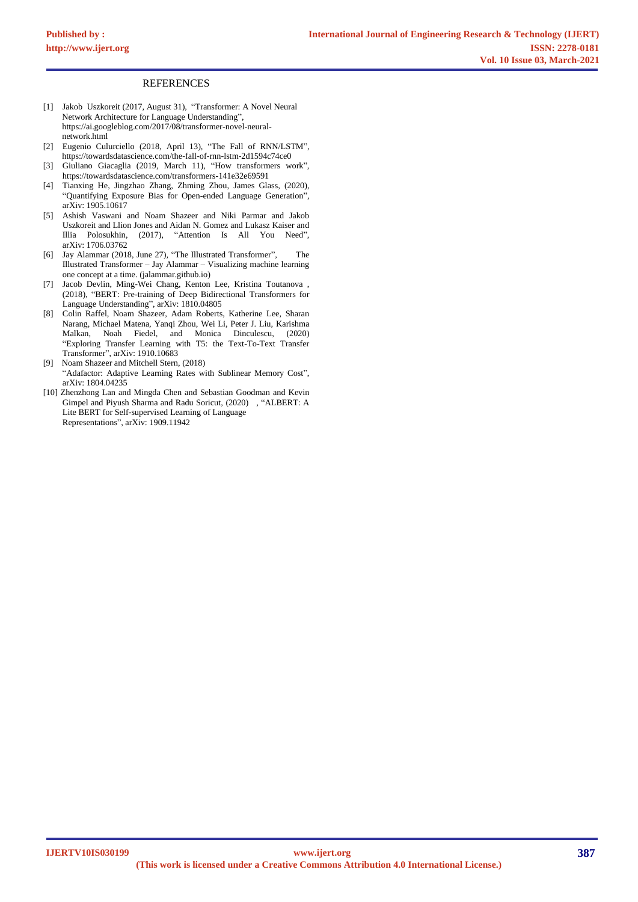## REFERENCES

[1] Jakob Uszkoreit (2017, August 31), "Transformer: A Novel Neural Network Architecture for Language Understanding", https://ai.googleblog.com/2017/08/transformer-novel-neural-network.html

[2] Eugenio Culurciello (2018, April 13), "The Fall of RNN/LSTM", https://towardsdatascience.com/the-fall-of-rnn-lstm-2d1594c74ce0

[3] Giuliano Giacaglia (2019, March 11), "How transformers work", https://towardsdatascience.com/transformers-141e32e69591

[4] Tianxing He, Jingzhao Zhang, Zhming Zhou, James Glass, (2020), "Quantifying Exposure Bias for Open-ended Language Generation", arXiv: 1905.10617

[5] Ashish Vaswani and Noam Shazeer and Niki Parmar and Jakob Uszkoreit and Llion Jones and Aidan N. Gomez and Lukasz Kaiser and Illia Polosukhin, (2017), "Attention Is All You Need", arXiv: 1706.03762

[6] Jay Alammar (2018, June 27), "The Illustrated Transformer", The Illustrated Transformer – Jay Alammar – Visualizing machine learning one concept at a time. (jalammar.github.io)

[7] Jacob Devlin, Ming-Wei Chang, Kenton Lee, Kristina Toutanova , (2018), "BERT: Pre-training of Deep Bidirectional Transformers for Language Understanding", arXiv: 1810.04805

[8] Colin Raffel, Noam Shazeer, Adam Roberts, Katherine Lee, Sharan Narang, Michael Matena, Yanqi Zhou, Wei Li, Peter J. Liu, Karishma Malkan, Noah Fiedel, and Monica Dinculescu, (2020) "Exploring Transfer Learning with T5: the Text-To-Text Transfer Transformer", arXiv: 1910.10683

[9] Noam Shazeer and Mitchell Stern, (2018) "Adafactor: Adaptive Learning Rates with Sublinear Memory Cost", arXiv: 1804.04235

[10] Zhenzhong Lan and Mingda Chen and Sebastian Goodman and Kevin Gimpel and Piyush Sharma and Radu Soricut, (2020) , "ALBERT: A Lite BERT for Self-supervised Learning of Language Representations", arXiv: 1909.11942